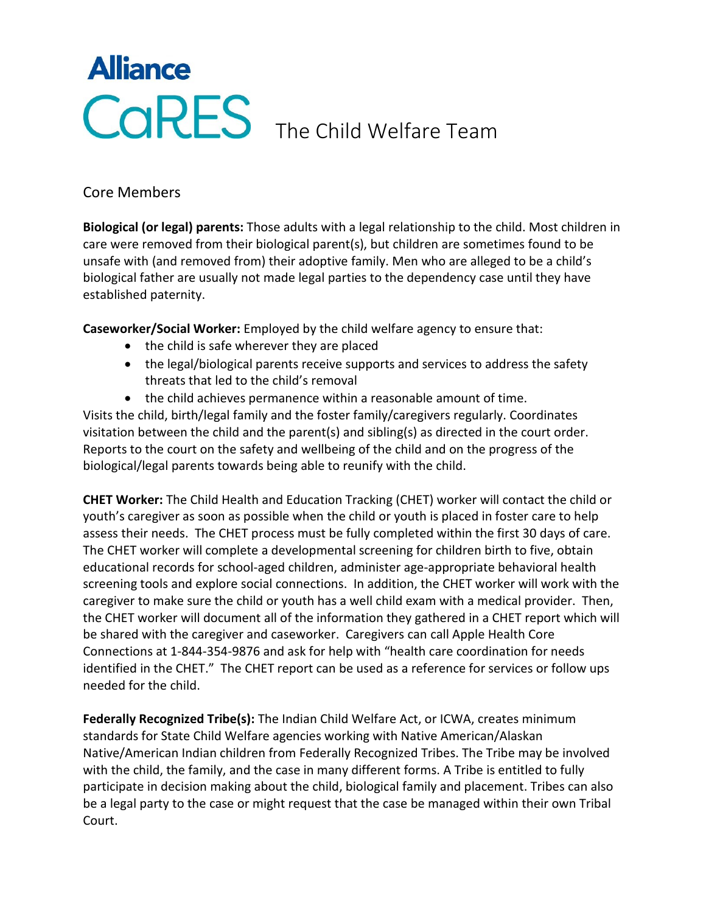# Alliance CaRES The Child Welfare Team

## Core Members

**Biological (or legal) parents:** Those adults with a legal relationship to the child. Most children in care were removed from their biological parent(s), but children are sometimes found to be unsafe with (and removed from) their adoptive family. Men who are alleged to be a child's biological father are usually not made legal parties to the dependency case until they have established paternity.

**Caseworker/Social Worker:** Employed by the child welfare agency to ensure that:

- the child is safe wherever they are placed
- the legal/biological parents receive supports and services to address the safety threats that led to the child's removal
- the child achieves permanence within a reasonable amount of time.

Visits the child, birth/legal family and the foster family/caregivers regularly. Coordinates visitation between the child and the parent(s) and sibling(s) as directed in the court order. Reports to the court on the safety and wellbeing of the child and on the progress of the biological/legal parents towards being able to reunify with the child.

**CHET Worker:** The Child Health and Education Tracking (CHET) worker will contact the child or youth's caregiver as soon as possible when the child or youth is placed in foster care to help assess their needs. The CHET process must be fully completed within the first 30 days of care. The CHET worker will complete a developmental screening for children birth to five, obtain educational records for school-aged children, administer age-appropriate behavioral health screening tools and explore social connections. In addition, the CHET worker will work with the caregiver to make sure the child or youth has a well child exam with a medical provider. Then, the CHET worker will document all of the information they gathered in a CHET report which will be shared with the caregiver and caseworker. Caregivers can call Apple Health Core Connections at 1-844-354-9876 and ask for help with "health care coordination for needs identified in the CHET." The CHET report can be used as a reference for services or follow ups needed for the child.

**Federally Recognized Tribe(s):** The Indian Child Welfare Act, or ICWA, creates minimum standards for State Child Welfare agencies working with Native American/Alaskan Native/American Indian children from Federally Recognized Tribes. The Tribe may be involved with the child, the family, and the case in many different forms. A Tribe is entitled to fully participate in decision making about the child, biological family and placement. Tribes can also be a legal party to the case or might request that the case be managed within their own Tribal Court.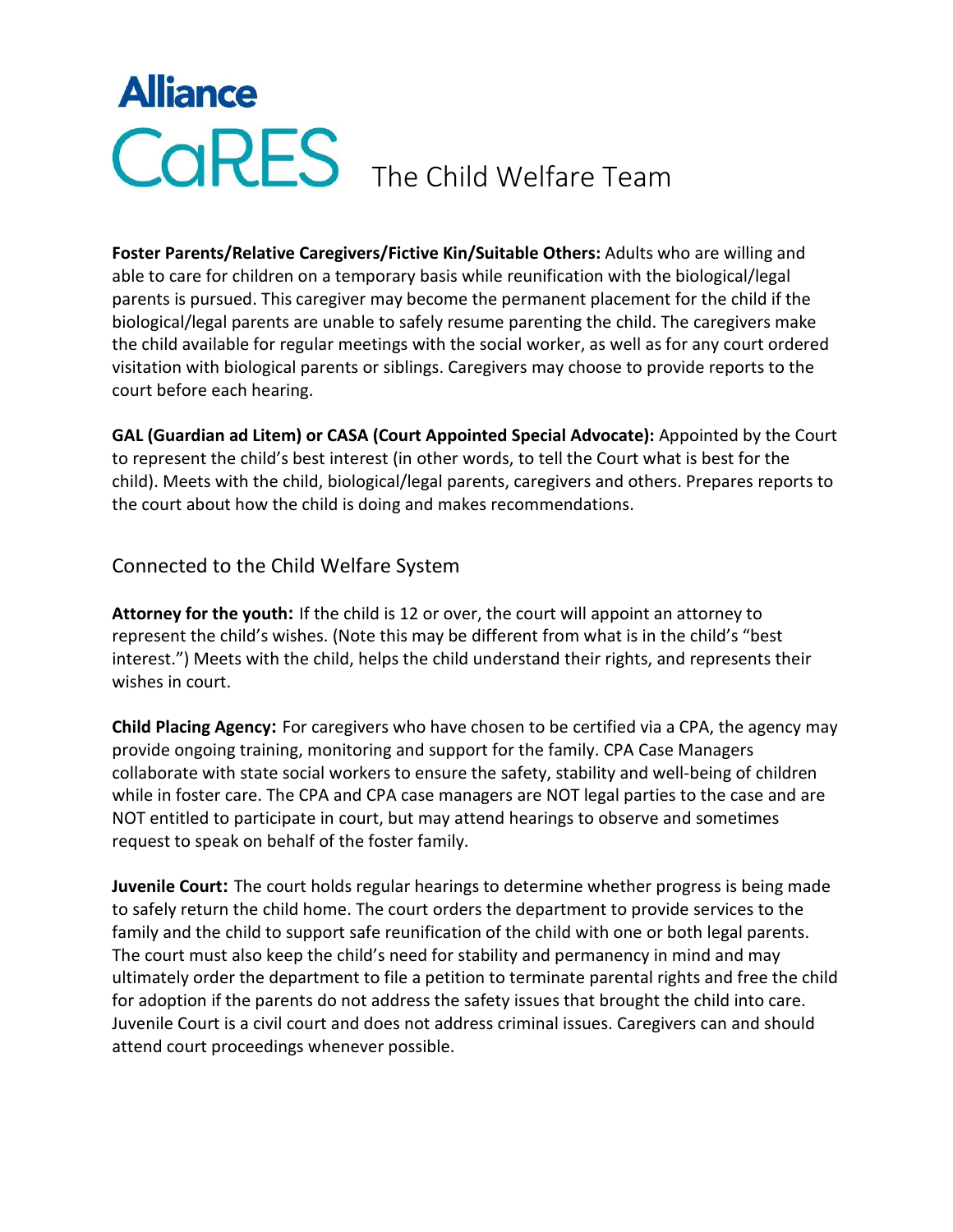# Alliance CaRES The Child Welfare Team

**Foster Parents/Relative Caregivers/Fictive Kin/Suitable Others:** Adults who are willing and able to care for children on a temporary basis while reunification with the biological/legal parents is pursued. This caregiver may become the permanent placement for the child if the biological/legal parents are unable to safely resume parenting the child. The caregivers make the child available for regular meetings with the social worker, as well as for any court ordered visitation with biological parents or siblings. Caregivers may choose to provide reports to the court before each hearing.

**GAL (Guardian ad Litem) or CASA (Court Appointed Special Advocate):** Appointed by the Court to represent the child's best interest (in other words, to tell the Court what is best for the child). Meets with the child, biological/legal parents, caregivers and others. Prepares reports to the court about how the child is doing and makes recommendations.

## Connected to the Child Welfare System

**Attorney for the youth:** If the child is 12 or over, the court will appoint an attorney to represent the child's wishes. (Note this may be different from what is in the child's "best interest.") Meets with the child, helps the child understand their rights, and represents their wishes in court.

**Child Placing Agency:** For caregivers who have chosen to be certified via a CPA, the agency may provide ongoing training, monitoring and support for the family. CPA Case Managers collaborate with state social workers to ensure the safety, stability and well-being of children while in foster care. The CPA and CPA case managers are NOT legal parties to the case and are NOT entitled to participate in court, but may attend hearings to observe and sometimes request to speak on behalf of the foster family.

**Juvenile Court:** The court holds regular hearings to determine whether progress is being made to safely return the child home. The court orders the department to provide services to the family and the child to support safe reunification of the child with one or both legal parents. The court must also keep the child's need for stability and permanency in mind and may ultimately order the department to file a petition to terminate parental rights and free the child for adoption if the parents do not address the safety issues that brought the child into care. Juvenile Court is a civil court and does not address criminal issues. Caregivers can and should attend court proceedings whenever possible.